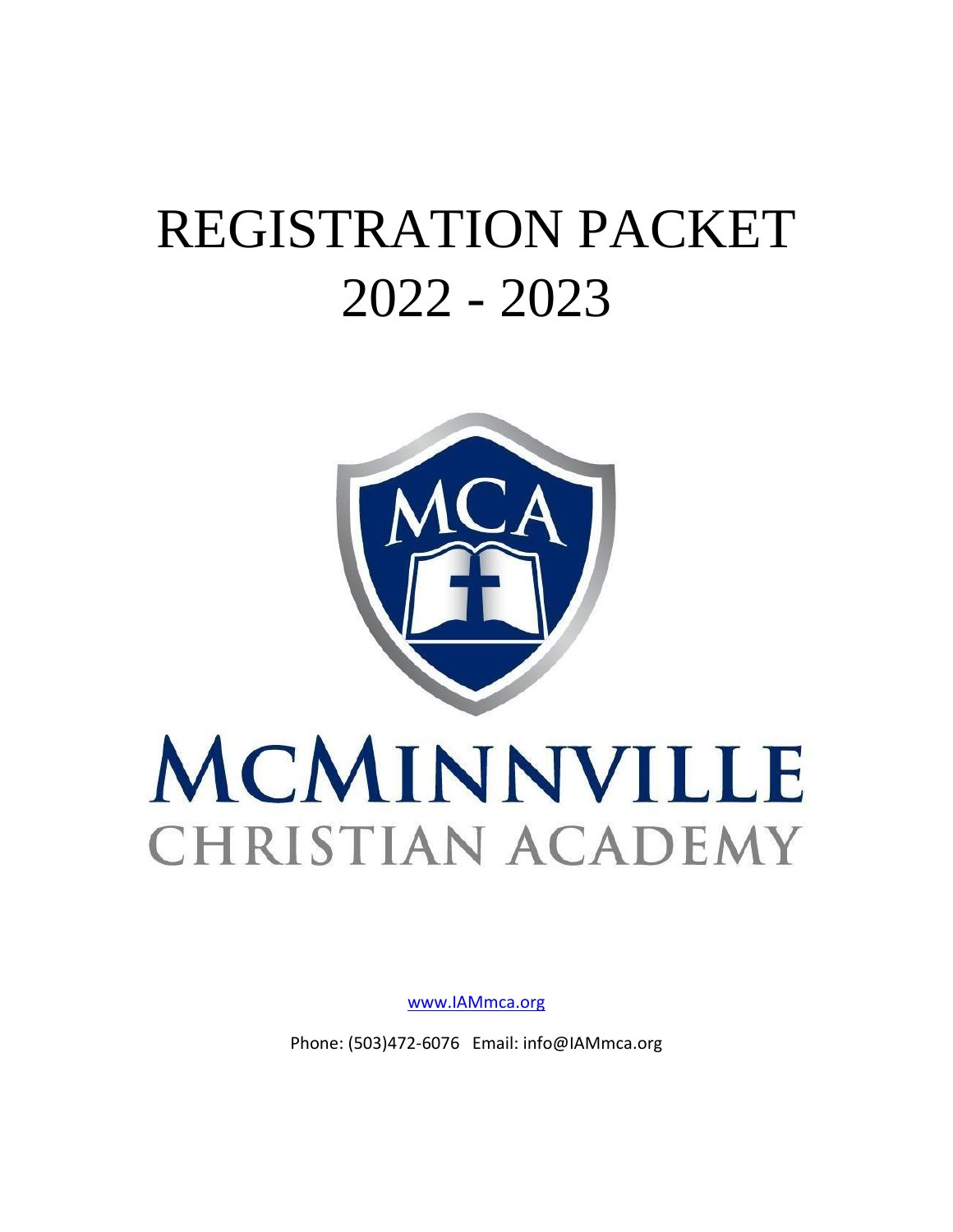# REGISTRATION PACKET 2022 - 2023

MCMINNVILLE CHRISTIAN ACADEMY

www.IAMmca.org

Phone: (503)472-6076 Email: info@IAMmca.org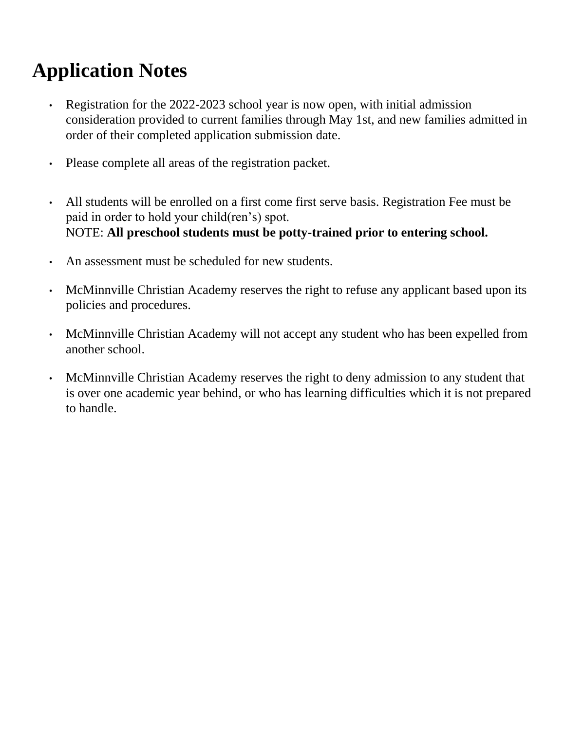# Application Notes

- Registration for the 2022-2023 school year is now open, with initial admission consideration provided to current families through May 1st, and new families admitted in order of their completed application submission date.
- Please complete all areas of the registration packet.
- All students will be enrolled on a first come first serve basis. Registration Fee must be paid in order to hold your child(ren's) spot.
  NOTE: **All preschool students must be potty-trained prior to entering school.**
- An assessment must be scheduled for new students.
- McMinnville Christian Academy reserves the right to refuse any applicant based upon its policies and procedures.
- McMinnville Christian Academy will not accept any student who has been expelled from another school.
- McMinnville Christian Academy reserves the right to deny admission to any student that is over one academic year behind, or who has learning difficulties which it is not prepared to handle.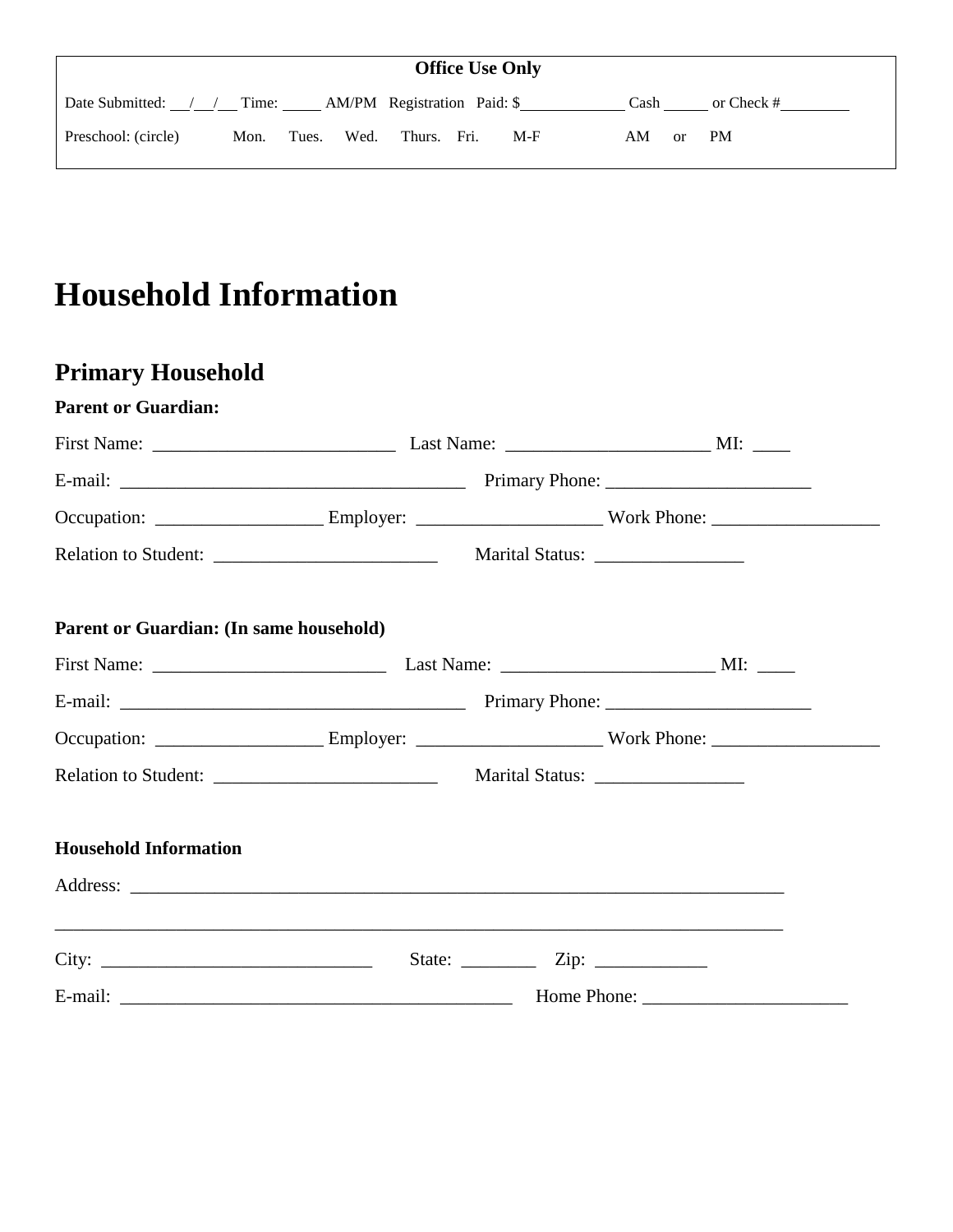**Office Use Only**

Date Submitted: \_\_/\_\_/\_\_ Time: \_\_\_\_\_ AM/PM Registration Paid: $\_\_\_\_\_\_\_\_\_\_\_\_\_ Cash \_\_\_\_\_ or Check #\_\_\_\_\_\_\_\_\_

Preschool: (circle) Mon. Tues. Wed. Thurs. Fri. M-F AM or PM

# Household Information

## Primary Household

**Parent or Guardian:**

First Name: \_\_\_\_\_\_\_\_\_\_\_\_\_\_\_\_\_\_\_\_\_\_\_\_\_\_ Last Name: \_\_\_\_\_\_\_\_\_\_\_\_\_\_\_\_\_\_\_\_\_\_ MI: \_\_\_\_

E-mail: \_\_\_\_\_\_\_\_\_\_\_\_\_\_\_\_\_\_\_\_\_\_\_\_\_\_\_\_\_\_\_\_\_\_\_\_\_ Primary Phone: \_\_\_\_\_\_\_\_\_\_\_\_\_\_\_\_\_\_\_\_\_\_

Occupation: \_\_\_\_\_\_\_\_\_\_\_\_\_\_\_\_\_\_ Employer: \_\_\_\_\_\_\_\_\_\_\_\_\_\_\_\_\_\_\_\_ Work Phone: \_\_\_\_\_\_\_\_\_\_\_\_\_\_\_\_\_\_

Relation to Student: \_\_\_\_\_\_\_\_\_\_\_\_\_\_\_\_\_\_\_\_\_\_\_\_ Marital Status: \_\_\_\_\_\_\_\_\_\_\_\_\_\_\_\_

**Parent or Guardian: (In same household)**

First Name: \_\_\_\_\_\_\_\_\_\_\_\_\_\_\_\_\_\_\_\_\_\_\_\_\_ Last Name: \_\_\_\_\_\_\_\_\_\_\_\_\_\_\_\_\_\_\_\_\_\_\_ MI: \_\_\_\_

E-mail: \_\_\_\_\_\_\_\_\_\_\_\_\_\_\_\_\_\_\_\_\_\_\_\_\_\_\_\_\_\_\_\_\_\_\_\_\_ Primary Phone: \_\_\_\_\_\_\_\_\_\_\_\_\_\_\_\_\_\_\_\_\_\_

Occupation: \_\_\_\_\_\_\_\_\_\_\_\_\_\_\_\_\_\_ Employer: \_\_\_\_\_\_\_\_\_\_\_\_\_\_\_\_\_\_\_\_ Work Phone: \_\_\_\_\_\_\_\_\_\_\_\_\_\_\_\_\_\_

Relation to Student: \_\_\_\_\_\_\_\_\_\_\_\_\_\_\_\_\_\_\_\_\_\_\_\_ Marital Status: \_\_\_\_\_\_\_\_\_\_\_\_\_\_\_\_

**Household Information**

Address: \_\_\_\_\_\_\_\_\_\_\_\_\_\_\_\_\_\_\_\_\_\_\_\_\_\_\_\_\_\_\_\_\_\_\_\_\_\_\_\_\_\_\_\_\_\_\_\_\_\_\_\_\_\_\_\_\_\_\_\_\_\_\_\_\_\_\_\_\_\_\_

\_\_\_\_\_\_\_\_\_\_\_\_\_\_\_\_\_\_\_\_\_\_\_\_\_\_\_\_\_\_\_\_\_\_\_\_\_\_\_\_\_\_\_\_\_\_\_\_\_\_\_\_\_\_\_\_\_\_\_\_\_\_\_\_\_\_\_\_\_\_\_\_\_\_\_\_\_

City: \_\_\_\_\_\_\_\_\_\_\_\_\_\_\_\_\_\_\_\_\_\_\_\_\_\_\_\_\_ State: \_\_\_\_\_\_\_\_ Zip: \_\_\_\_\_\_\_\_\_\_\_\_

E-mail: \_\_\_\_\_\_\_\_\_\_\_\_\_\_\_\_\_\_\_\_\_\_\_\_\_\_\_\_\_\_\_\_\_\_\_\_\_\_\_\_\_\_\_ Home Phone: \_\_\_\_\_\_\_\_\_\_\_\_\_\_\_\_\_\_\_\_\_\_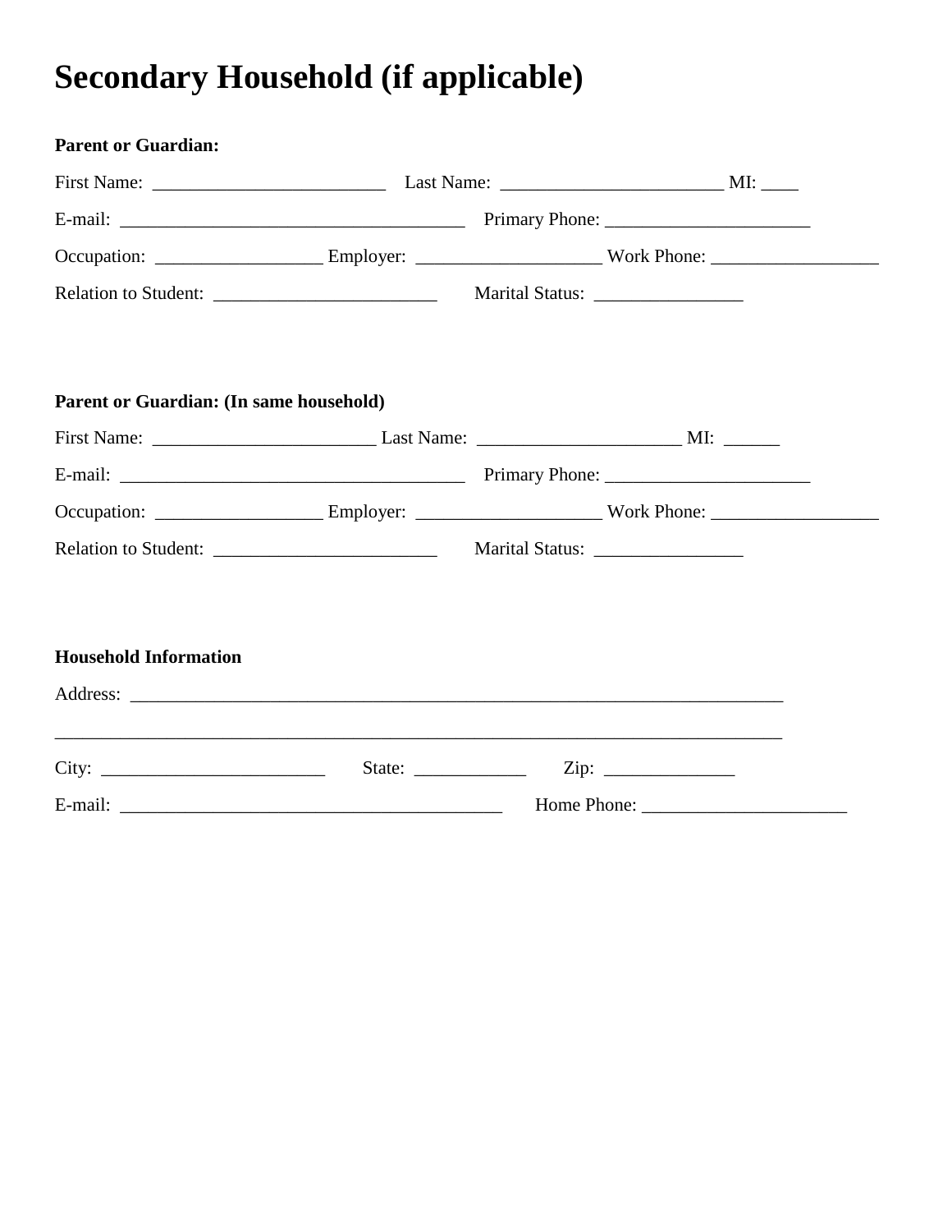# Secondary Household (if applicable)

**Parent or Guardian:**

First Name: _________________________ Last Name: ________________________ MI: ____

E-mail: _____________________________________ Primary Phone: ______________________

Occupation: __________________ Employer: ____________________ Work Phone: __________________

Relation to Student: ________________________ Marital Status: ________________

**Parent or Guardian: (In same household)**

First Name: ________________________ Last Name: ______________________ MI: ______

E-mail: _____________________________________ Primary Phone: ______________________

Occupation: __________________ Employer: ____________________ Work Phone: __________________

Relation to Student: ________________________ Marital Status: ________________

**Household Information**

Address: ________________________________________________________________________

_________________________________________________________________________________

City: ________________________ State: ____________ Zip: ______________

E-mail: __________________________________________ Home Phone: ______________________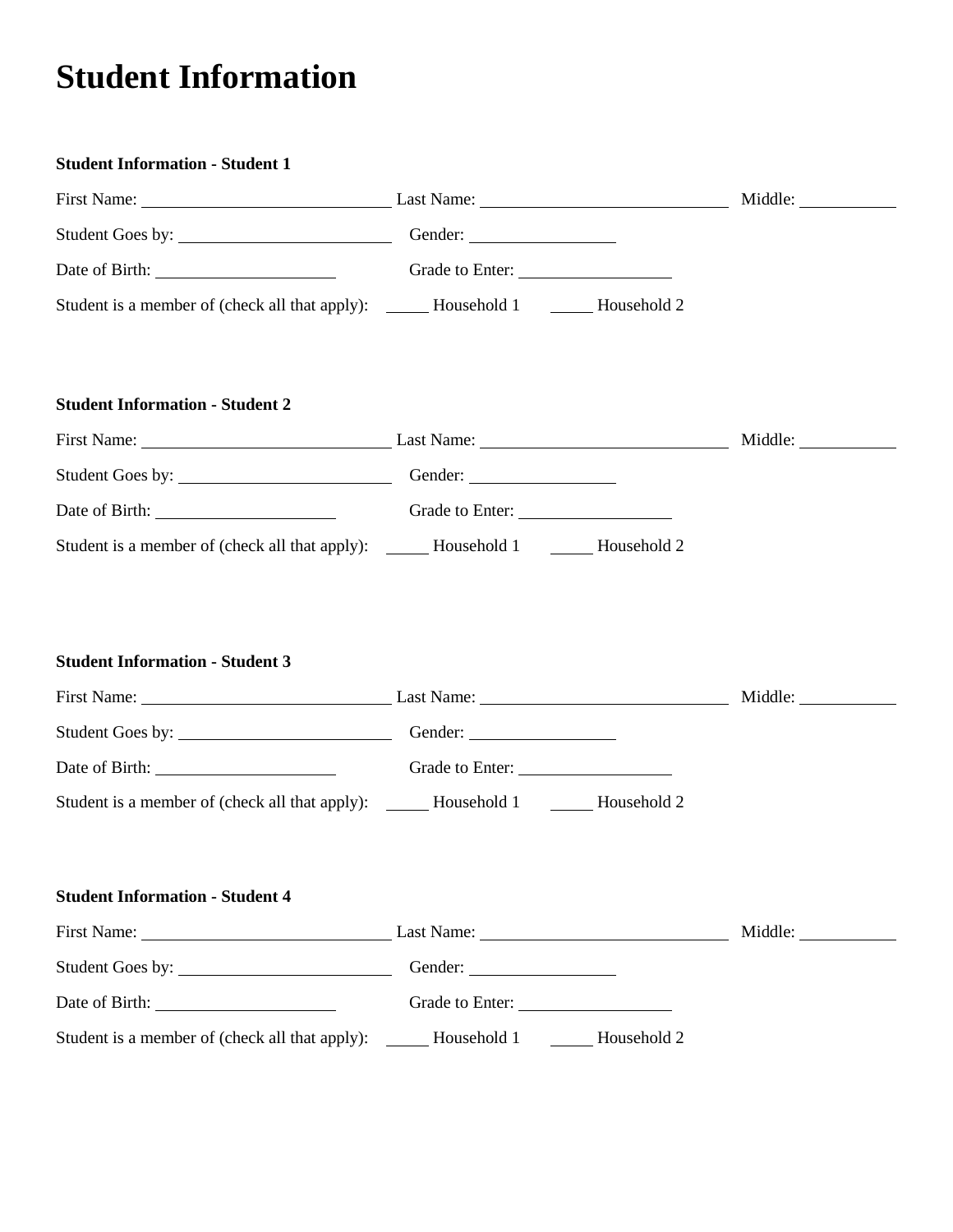# Student Information

**Student Information - Student 1**

First Name: ______________________ Last Name: ______________________ Middle: __________

Student Goes by: ____________________ Gender: ______________

Date of Birth: __________________ Grade to Enter: ______________

Student is a member of (check all that apply): _____ Household 1 _____ Household 2

**Student Information - Student 2**

First Name: ______________________ Last Name: ______________________ Middle: __________

Student Goes by: ____________________ Gender: ______________

Date of Birth: __________________ Grade to Enter: ______________

Student is a member of (check all that apply): _____ Household 1 _____ Household 2

**Student Information - Student 3**

First Name: ______________________ Last Name: ______________________ Middle: __________

Student Goes by: ____________________ Gender: ______________

Date of Birth: __________________ Grade to Enter: ______________

Student is a member of (check all that apply): _____ Household 1 _____ Household 2

**Student Information - Student 4**

First Name: ______________________ Last Name: ______________________ Middle: __________

Student Goes by: ____________________ Gender: ______________

Date of Birth: __________________ Grade to Enter: ______________

Student is a member of (check all that apply): _____ Household 1 _____ Household 2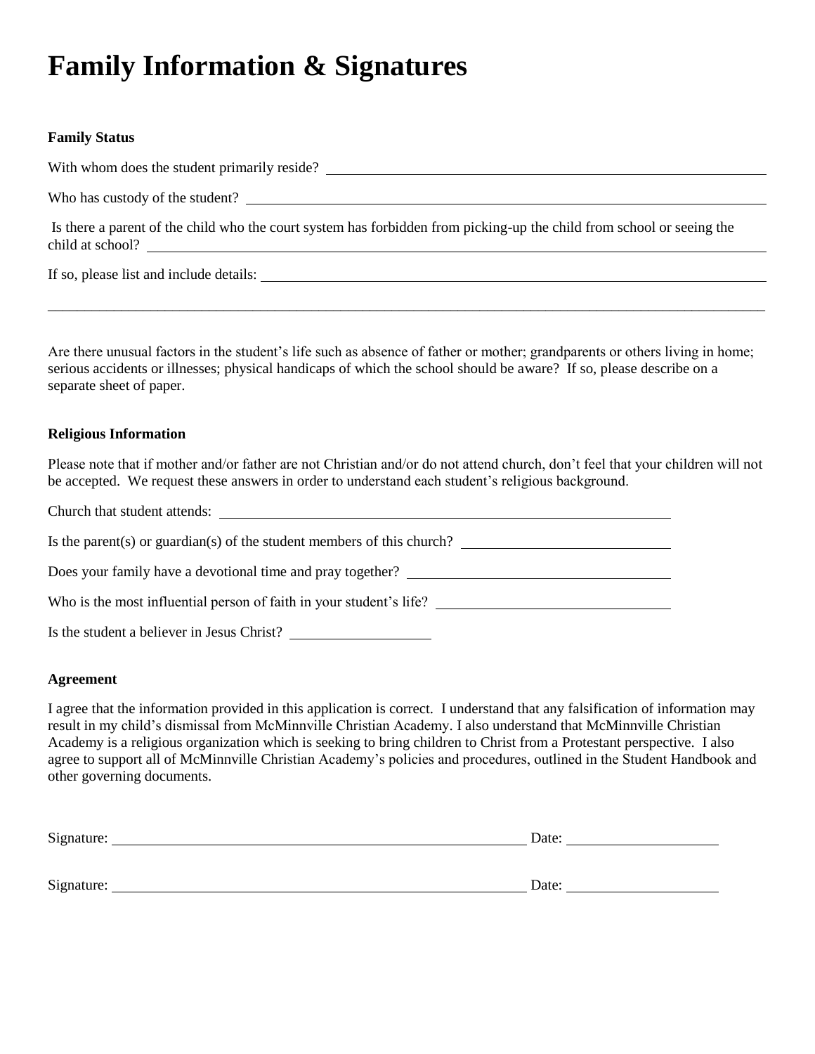# Family Information & Signatures

**Family Status**

With whom does the student primarily reside? ______________________________

Who has custody of the student? ______________________________

Is there a parent of the child who the court system has forbidden from picking-up the child from school or seeing the child at school? ______________________________

If so, please list and include details: ______________________________

______________________________________________________________________

Are there unusual factors in the student's life such as absence of father or mother; grandparents or others living in home; serious accidents or illnesses; physical handicaps of which the school should be aware? If so, please describe on a separate sheet of paper.

**Religious Information**

Please note that if mother and/or father are not Christian and/or do not attend church, don't feel that your children will not be accepted. We request these answers in order to understand each student's religious background.

Church that student attends: ______________________________

Is the parent(s) or guardian(s) of the student members of this church? ______________________________

Does your family have a devotional time and pray together? ______________________________

Who is the most influential person of faith in your student's life? ______________________________

Is the student a believer in Jesus Christ? ____________________

**Agreement**

I agree that the information provided in this application is correct. I understand that any falsification of information may result in my child's dismissal from McMinnville Christian Academy. I also understand that McMinnville Christian Academy is a religious organization which is seeking to bring children to Christ from a Protestant perspective. I also agree to support all of McMinnville Christian Academy's policies and procedures, outlined in the Student Handbook and other governing documents.

Signature: ______________________________ Date: ____________________

Signature: ______________________________ Date: ____________________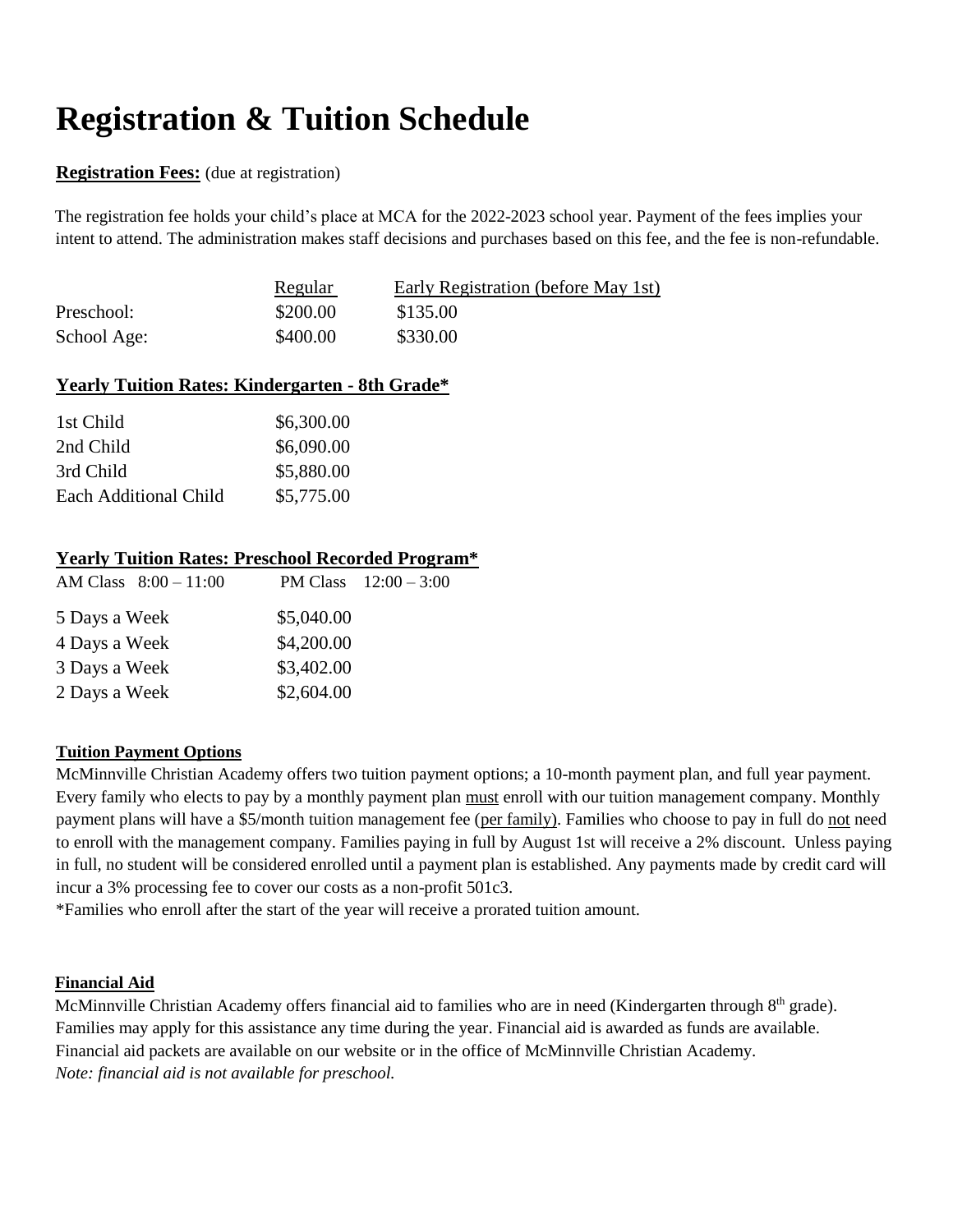# Registration & Tuition Schedule

**Registration Fees:** (due at registration)

The registration fee holds your child's place at MCA for the 2022-2023 school year. Payment of the fees implies your intent to attend. The administration makes staff decisions and purchases based on this fee, and the fee is non-refundable.

| | Regular | Early Registration (before May 1st) |
|---|---|---|
| Preschool: | $200.00 | $135.00 |
| School Age: | $400.00 | $330.00 |

**Yearly Tuition Rates: Kindergarten - 8th Grade***

| | |
|---|---|
| 1st Child | $6,300.00 |
| 2nd Child | $6,090.00 |
| 3rd Child | $5,880.00 |
| Each Additional Child | $5,775.00 |

**Yearly Tuition Rates: Preschool Recorded Program***

| AM Class 8:00 – 11:00 | PM Class 12:00 – 3:00 |
|---|---|
| 5 Days a Week | $5,040.00 |
| 4 Days a Week | $4,200.00 |
| 3 Days a Week | $3,402.00 |
| 2 Days a Week | $2,604.00 |

**Tuition Payment Options**

McMinnville Christian Academy offers two tuition payment options; a 10-month payment plan, and full year payment. Every family who elects to pay by a monthly payment plan must enroll with our tuition management company. Monthly payment plans will have a $5/month tuition management fee (per family). Families who choose to pay in full do not need to enroll with the management company. Families paying in full by August 1st will receive a 2% discount. Unless paying in full, no student will be considered enrolled until a payment plan is established. Any payments made by credit card will incur a 3% processing fee to cover our costs as a non-profit 501c3.

*Families who enroll after the start of the year will receive a prorated tuition amount.

**Financial Aid**

McMinnville Christian Academy offers financial aid to families who are in need (Kindergarten through 8th grade). Families may apply for this assistance any time during the year. Financial aid is awarded as funds are available. Financial aid packets are available on our website or in the office of McMinnville Christian Academy.

*Note: financial aid is not available for preschool.*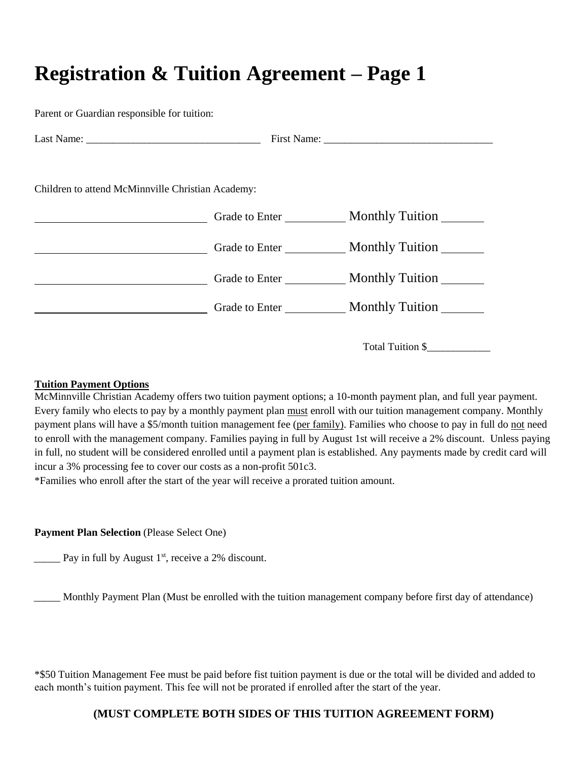# Registration & Tuition Agreement – Page 1

Parent or Guardian responsible for tuition:

Last Name: _________________________________ First Name: ________________________________

Children to attend McMinnville Christian Academy:

______________________________ Grade to Enter __________ Monthly Tuition _______

______________________________ Grade to Enter __________ Monthly Tuition _______

______________________________ Grade to Enter __________ Monthly Tuition _______

______________________________ Grade to Enter __________ Monthly Tuition _______

Total Tuition $____________

**Tuition Payment Options**

McMinnville Christian Academy offers two tuition payment options; a 10-month payment plan, and full year payment. Every family who elects to pay by a monthly payment plan must enroll with our tuition management company. Monthly payment plans will have a $5/month tuition management fee (per family). Families who choose to pay in full do not need to enroll with the management company. Families paying in full by August 1st will receive a 2% discount. Unless paying in full, no student will be considered enrolled until a payment plan is established. Any payments made by credit card will incur a 3% processing fee to cover our costs as a non-profit 501c3.

*Families who enroll after the start of the year will receive a prorated tuition amount.

**Payment Plan Selection** (Please Select One)

_____ Pay in full by August 1st, receive a 2% discount.

_____ Monthly Payment Plan (Must be enrolled with the tuition management company before first day of attendance)

*$50 Tuition Management Fee must be paid before fist tuition payment is due or the total will be divided and added to each month's tuition payment. This fee will not be prorated if enrolled after the start of the year.

**(MUST COMPLETE BOTH SIDES OF THIS TUITION AGREEMENT FORM)**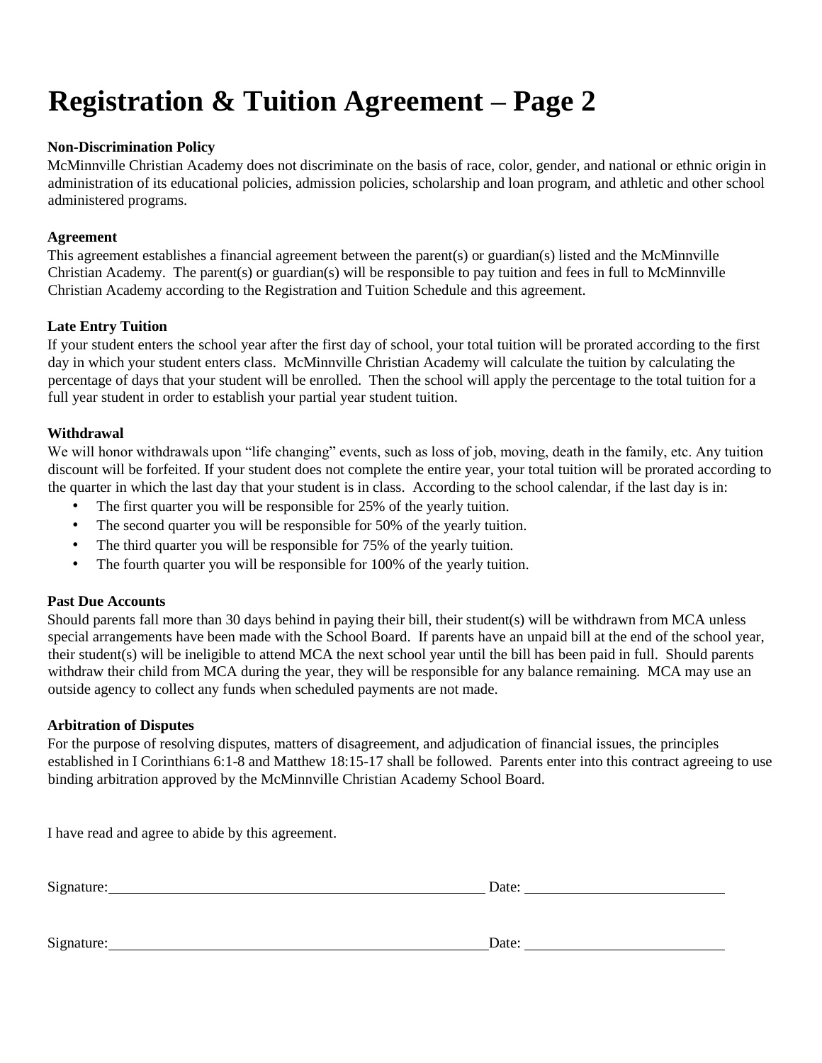# Registration & Tuition Agreement – Page 2

**Non-Discrimination Policy**

McMinnville Christian Academy does not discriminate on the basis of race, color, gender, and national or ethnic origin in administration of its educational policies, admission policies, scholarship and loan program, and athletic and other school administered programs.

**Agreement**

This agreement establishes a financial agreement between the parent(s) or guardian(s) listed and the McMinnville Christian Academy. The parent(s) or guardian(s) will be responsible to pay tuition and fees in full to McMinnville Christian Academy according to the Registration and Tuition Schedule and this agreement.

**Late Entry Tuition**

If your student enters the school year after the first day of school, your total tuition will be prorated according to the first day in which your student enters class. McMinnville Christian Academy will calculate the tuition by calculating the percentage of days that your student will be enrolled. Then the school will apply the percentage to the total tuition for a full year student in order to establish your partial year student tuition.

**Withdrawal**

We will honor withdrawals upon "life changing" events, such as loss of job, moving, death in the family, etc. Any tuition discount will be forfeited. If your student does not complete the entire year, your total tuition will be prorated according to the quarter in which the last day that your student is in class. According to the school calendar, if the last day is in:

- The first quarter you will be responsible for 25% of the yearly tuition.
- The second quarter you will be responsible for 50% of the yearly tuition.
- The third quarter you will be responsible for 75% of the yearly tuition.
- The fourth quarter you will be responsible for 100% of the yearly tuition.

**Past Due Accounts**

Should parents fall more than 30 days behind in paying their bill, their student(s) will be withdrawn from MCA unless special arrangements have been made with the School Board. If parents have an unpaid bill at the end of the school year, their student(s) will be ineligible to attend MCA the next school year until the bill has been paid in full. Should parents withdraw their child from MCA during the year, they will be responsible for any balance remaining. MCA may use an outside agency to collect any funds when scheduled payments are not made.

**Arbitration of Disputes**

For the purpose of resolving disputes, matters of disagreement, and adjudication of financial issues, the principles established in I Corinthians 6:1-8 and Matthew 18:15-17 shall be followed. Parents enter into this contract agreeing to use binding arbitration approved by the McMinnville Christian Academy School Board.

I have read and agree to abide by this agreement.

Signature:______________________________________________ Date: ________________________

Signature:______________________________________________ Date: ________________________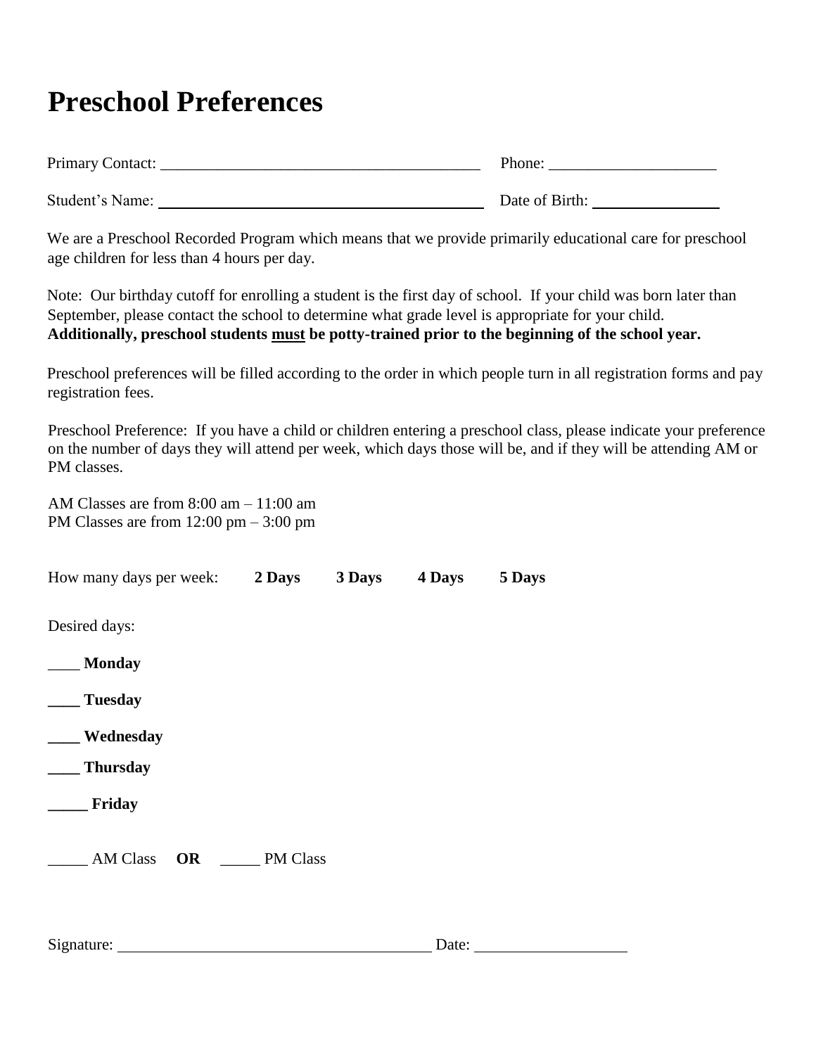# Preschool Preferences

Primary Contact: __________________________________________ Phone: ______________________

Student's Name: __________________________________________ Date of Birth: ________________

We are a Preschool Recorded Program which means that we provide primarily educational care for preschool age children for less than 4 hours per day.

Note: Our birthday cutoff for enrolling a student is the first day of school. If your child was born later than September, please contact the school to determine what grade level is appropriate for your child. **Additionally, preschool students <u>must</u> be potty-trained prior to the beginning of the school year.**

Preschool preferences will be filled according to the order in which people turn in all registration forms and pay registration fees.

Preschool Preference: If you have a child or children entering a preschool class, please indicate your preference on the number of days they will attend per week, which days those will be, and if they will be attending AM or PM classes.

AM Classes are from 8:00 am – 11:00 am
PM Classes are from 12:00 pm – 3:00 pm

How many days per week: **2 Days** **3 Days** **4 Days** **5 Days**

Desired days:

____ **Monday**

____ **Tuesday**

____ **Wednesday**

____ **Thursday**

_____ **Friday**

_____ AM Class **OR** _____ PM Class

Signature: ________________________________________ Date: ____________________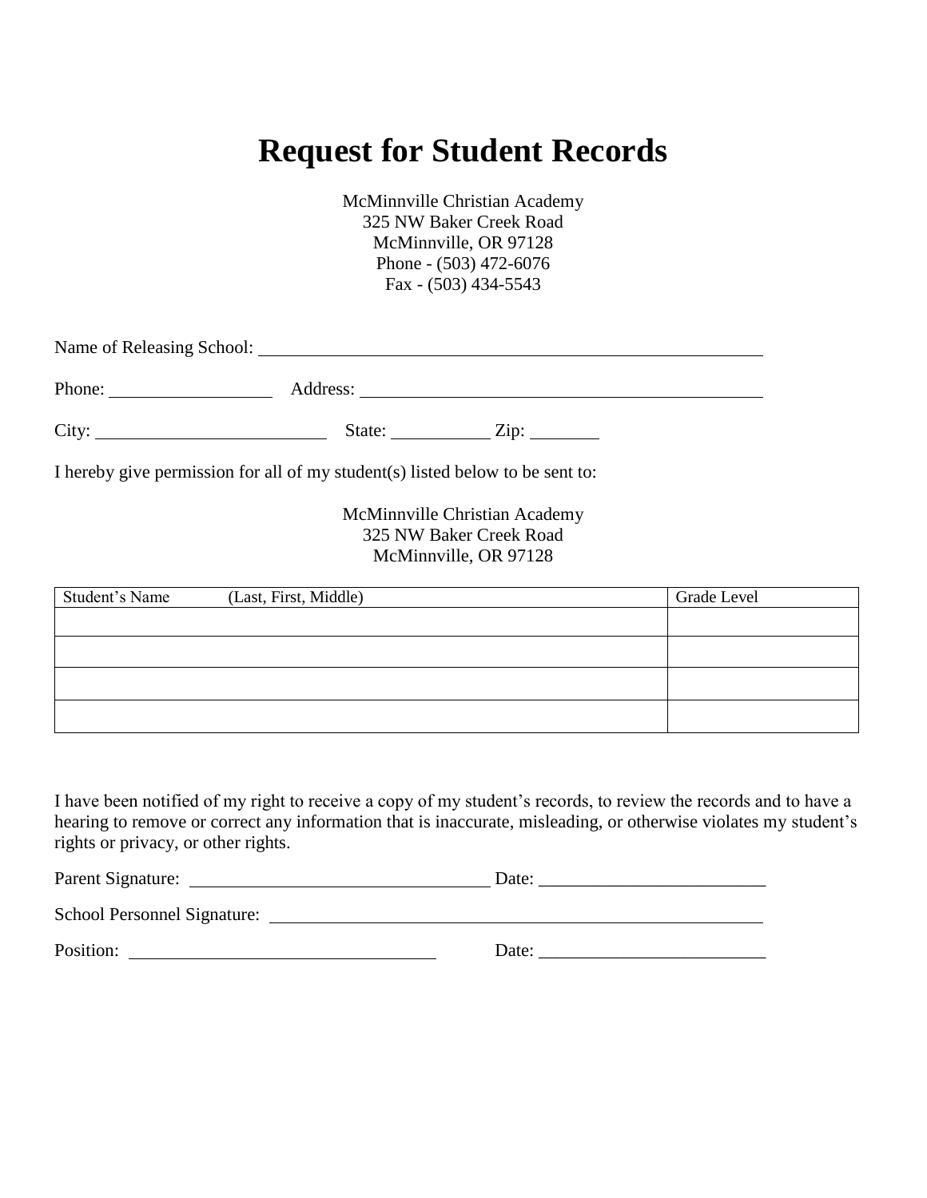# Request for Student Records

McMinnville Christian Academy
325 NW Baker Creek Road
McMinnville, OR 97128
Phone - (503) 472-6076
Fax - (503) 434-5543

Name of Releasing School: ______________________________________________

Phone: ________________ Address: ________________________________________

City: ______________________ State: __________ Zip: _______

I hereby give permission for all of my student(s) listed below to be sent to:

McMinnville Christian Academy
325 NW Baker Creek Road
McMinnville, OR 97128

| Student's Name (Last, First, Middle) | Grade Level |
|---|---|
| | |
| | |
| | |
| | |

I have been notified of my right to receive a copy of my student's records, to review the records and to have a hearing to remove or correct any information that is inaccurate, misleading, or otherwise violates my student's rights or privacy, or other rights.

Parent Signature: ______________________________ Date: ________________________

School Personnel Signature: ______________________________________________

Position: ______________________________ Date: ________________________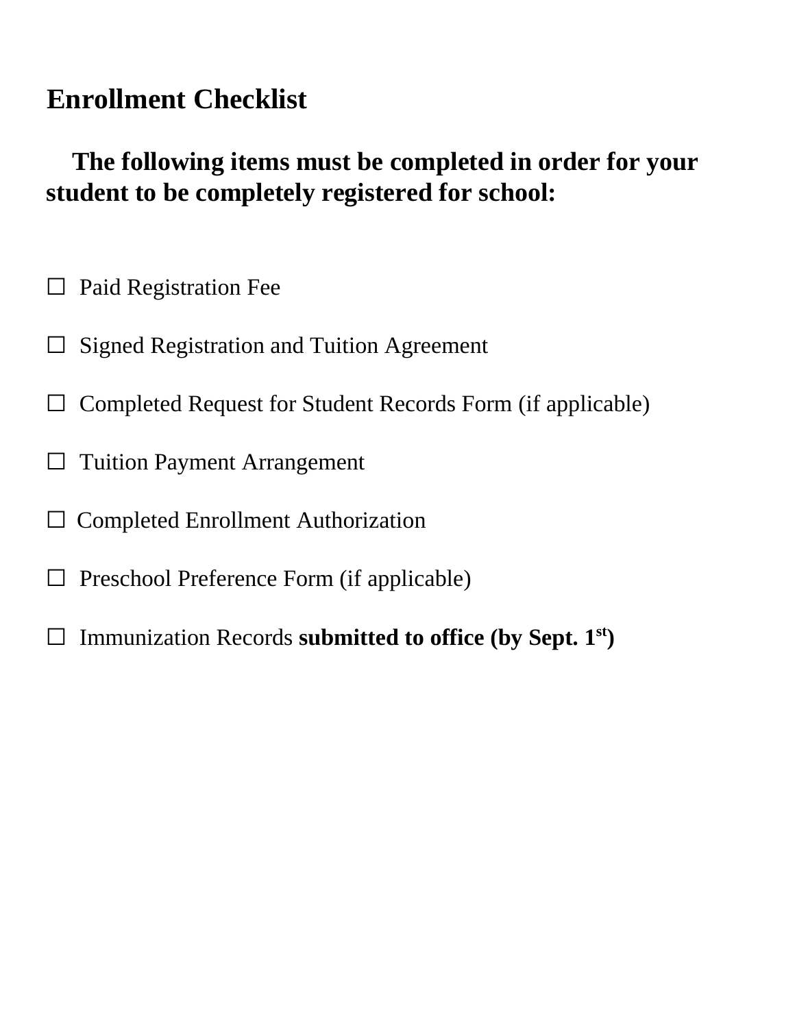# Enrollment Checklist

**The following items must be completed in order for your student to be completely registered for school:**

☐ Paid Registration Fee

☐ Signed Registration and Tuition Agreement

☐ Completed Request for Student Records Form (if applicable)

☐ Tuition Payment Arrangement

☐ Completed Enrollment Authorization

☐ Preschool Preference Form (if applicable)

☐ Immunization Records **submitted to office (by Sept. 1st)**